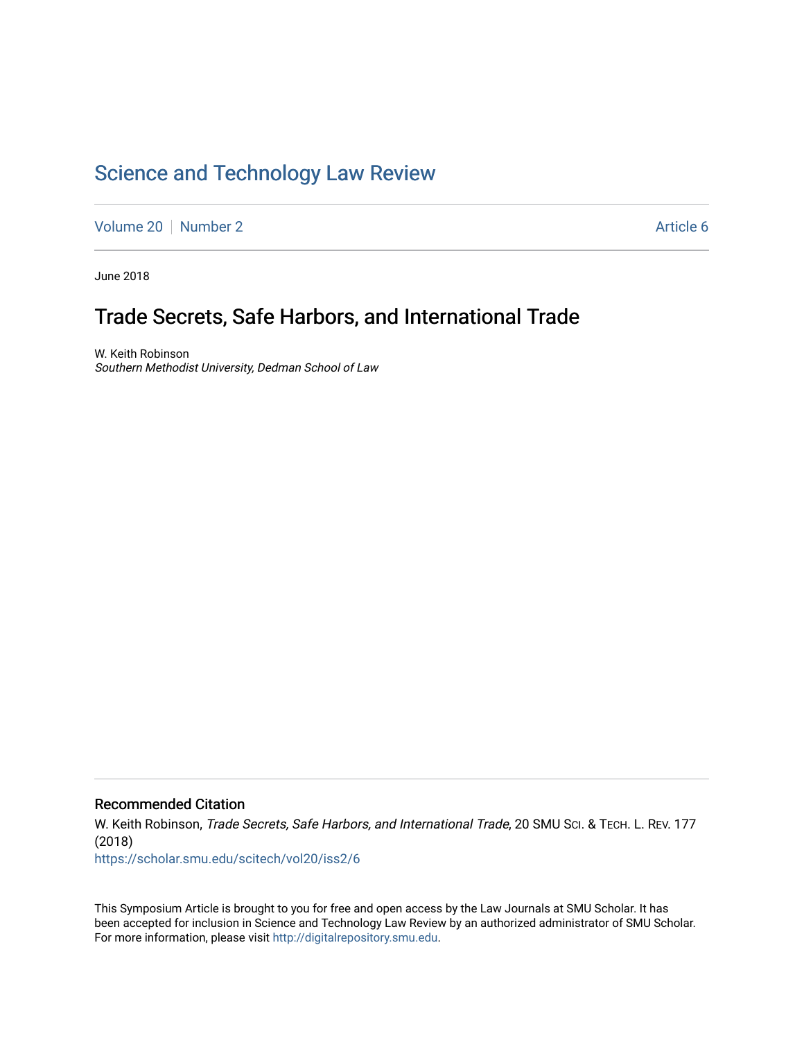# Science and Technology Law Review

Volume 20 | Number 2 | Article 6

June 2018

## Trade Secrets, Safe Harbors, and International Trade

W. Keith Robinson
*Southern Methodist University, Dedman School of Law*

### Recommended Citation

W. Keith Robinson, *Trade Secrets, Safe Harbors, and International Trade*, 20 SMU SCI. & TECH. L. REV. 177 (2018)
https://scholar.smu.edu/scitech/vol20/iss2/6

This Symposium Article is brought to you for free and open access by the Law Journals at SMU Scholar. It has been accepted for inclusion in Science and Technology Law Review by an authorized administrator of SMU Scholar. For more information, please visit http://digitalrepository.smu.edu.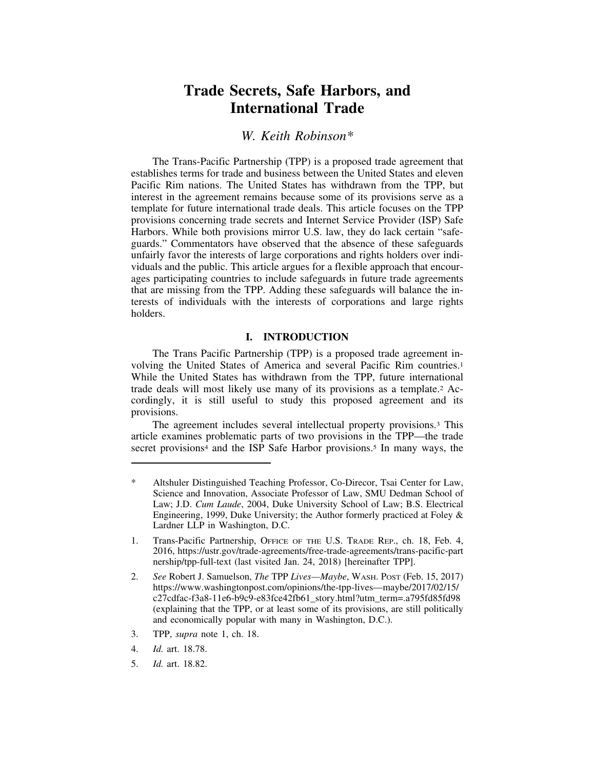# Trade Secrets, Safe Harbors, and International Trade

*W. Keith Robinson\**

The Trans-Pacific Partnership (TPP) is a proposed trade agreement that establishes terms for trade and business between the United States and eleven Pacific Rim nations. The United States has withdrawn from the TPP, but interest in the agreement remains because some of its provisions serve as a template for future international trade deals. This article focuses on the TPP provisions concerning trade secrets and Internet Service Provider (ISP) Safe Harbors. While both provisions mirror U.S. law, they do lack certain "safeguards." Commentators have observed that the absence of these safeguards unfairly favor the interests of large corporations and rights holders over individuals and the public. This article argues for a flexible approach that encourages participating countries to include safeguards in future trade agreements that are missing from the TPP. Adding these safeguards will balance the interests of individuals with the interests of corporations and large rights holders.

## I. INTRODUCTION

The Trans Pacific Partnership (TPP) is a proposed trade agreement involving the United States of America and several Pacific Rim countries.[1] While the United States has withdrawn from the TPP, future international trade deals will most likely use many of its provisions as a template.[2] Accordingly, it is still useful to study this proposed agreement and its provisions.

The agreement includes several intellectual property provisions.[3] This article examines problematic parts of two provisions in the TPP—the trade secret provisions[4] and the ISP Safe Harbor provisions.[5] In many ways, the

---

\* Altshuler Distinguished Teaching Professor, Co-Direcor, Tsai Center for Law, Science and Innovation, Associate Professor of Law, SMU Dedman School of Law; J.D. *Cum Laude*, 2004, Duke University School of Law; B.S. Electrical Engineering, 1999, Duke University; the Author formerly practiced at Foley & Lardner LLP in Washington, D.C.

1. Trans-Pacific Partnership, OFFICE OF THE U.S. TRADE REP., ch. 18, Feb. 4, 2016, https://ustr.gov/trade-agreements/free-trade-agreements/trans-pacific-partnership/tpp-full-text (last visited Jan. 24, 2018) [hereinafter TPP].

2. *See* Robert J. Samuelson, *The* TPP *Lives—Maybe*, WASH. POST (Feb. 15, 2017) https://www.washingtonpost.com/opinions/the-tpp-lives—maybe/2017/02/15/c27cdfac-f3a8-11e6-b9c9-e83fce42fb61_story.html?utm_term=.a795fd85fd98 (explaining that the TPP, or at least some of its provisions, are still politically and economically popular with many in Washington, D.C.).

3. TPP, *supra* note 1, ch. 18.

4. *Id.* art. 18.78.

5. *Id.* art. 18.82.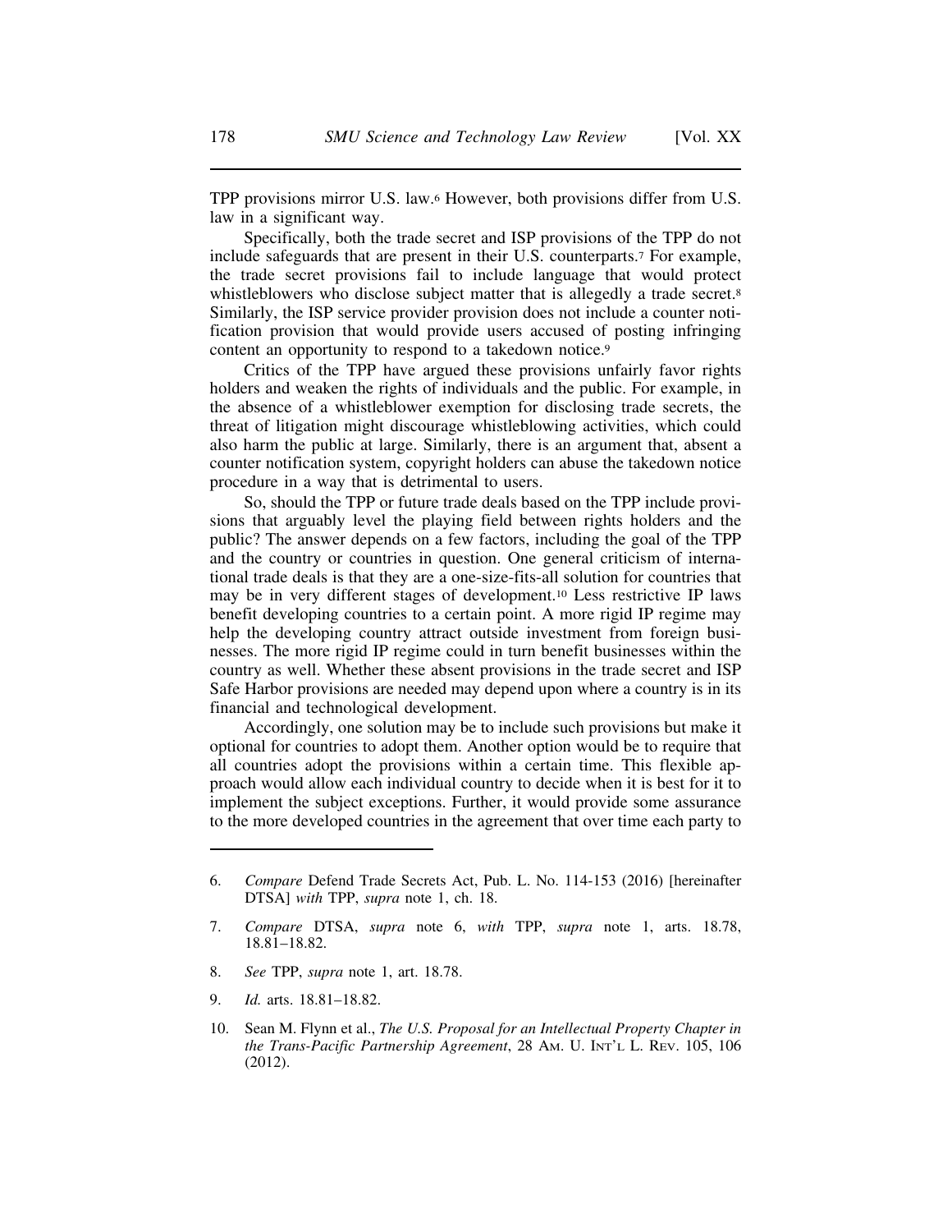TPP provisions mirror U.S. law.[6] However, both provisions differ from U.S. law in a significant way.

Specifically, both the trade secret and ISP provisions of the TPP do not include safeguards that are present in their U.S. counterparts.[7] For example, the trade secret provisions fail to include language that would protect whistleblowers who disclose subject matter that is allegedly a trade secret.[8] Similarly, the ISP service provider provision does not include a counter notification provision that would provide users accused of posting infringing content an opportunity to respond to a takedown notice.[9]

Critics of the TPP have argued these provisions unfairly favor rights holders and weaken the rights of individuals and the public. For example, in the absence of a whistleblower exemption for disclosing trade secrets, the threat of litigation might discourage whistleblowing activities, which could also harm the public at large. Similarly, there is an argument that, absent a counter notification system, copyright holders can abuse the takedown notice procedure in a way that is detrimental to users.

So, should the TPP or future trade deals based on the TPP include provisions that arguably level the playing field between rights holders and the public? The answer depends on a few factors, including the goal of the TPP and the country or countries in question. One general criticism of international trade deals is that they are a one-size-fits-all solution for countries that may be in very different stages of development.[10] Less restrictive IP laws benefit developing countries to a certain point. A more rigid IP regime may help the developing country attract outside investment from foreign businesses. The more rigid IP regime could in turn benefit businesses within the country as well. Whether these absent provisions in the trade secret and ISP Safe Harbor provisions are needed may depend upon where a country is in its financial and technological development.

Accordingly, one solution may be to include such provisions but make it optional for countries to adopt them. Another option would be to require that all countries adopt the provisions within a certain time. This flexible approach would allow each individual country to decide when it is best for it to implement the subject exceptions. Further, it would provide some assurance to the more developed countries in the agreement that over time each party to

---

6. *Compare* Defend Trade Secrets Act, Pub. L. No. 114-153 (2016) [hereinafter DTSA] *with* TPP, *supra* note 1, ch. 18.

7. *Compare* DTSA, *supra* note 6, *with* TPP, *supra* note 1, arts. 18.78, 18.81–18.82.

8. *See* TPP, *supra* note 1, art. 18.78.

9. *Id.* arts. 18.81–18.82.

10. Sean M. Flynn et al., *The U.S. Proposal for an Intellectual Property Chapter in the Trans-Pacific Partnership Agreement*, 28 AM. U. INT'L L. REV. 105, 106 (2012).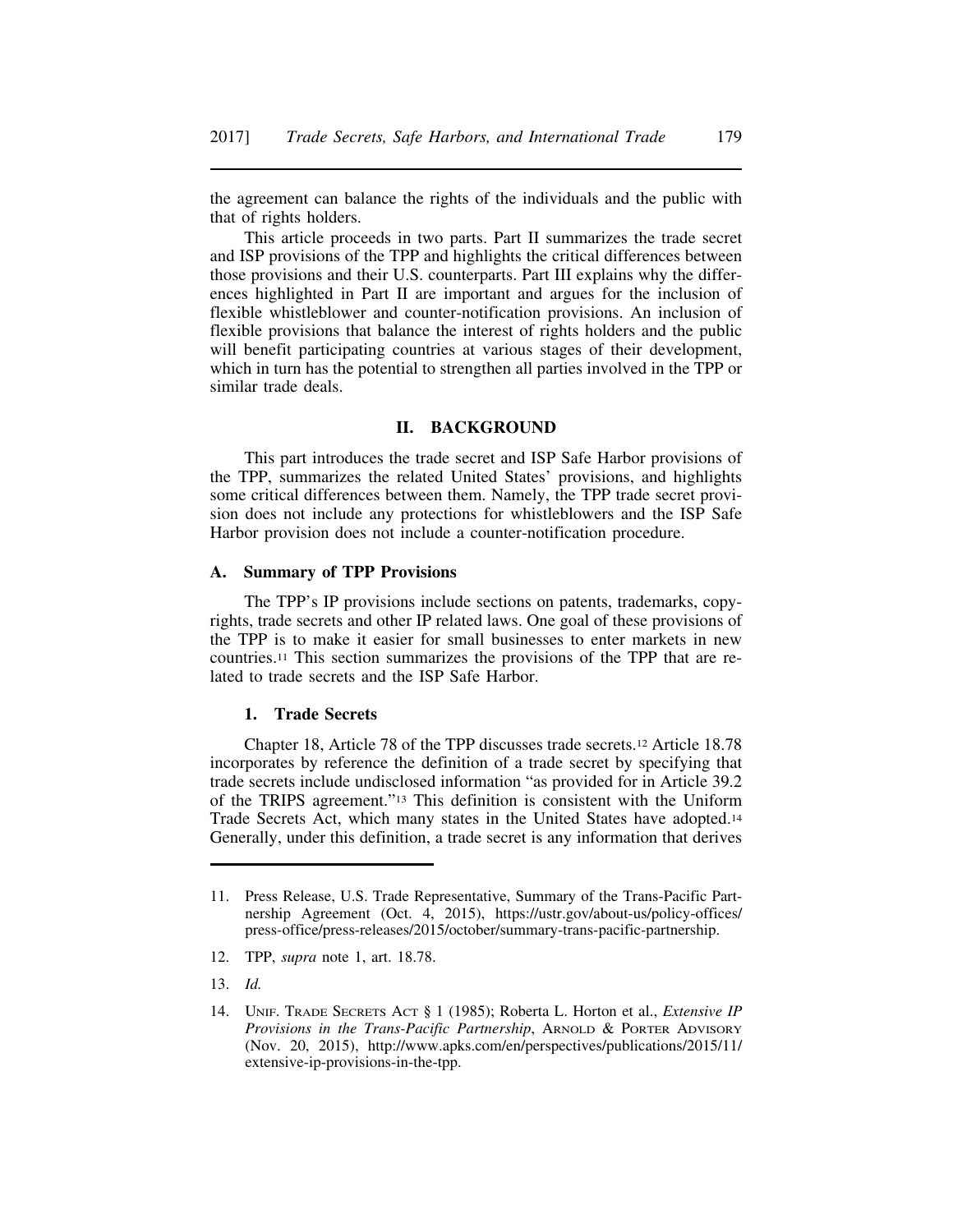the agreement can balance the rights of the individuals and the public with that of rights holders.

This article proceeds in two parts. Part II summarizes the trade secret and ISP provisions of the TPP and highlights the critical differences between those provisions and their U.S. counterparts. Part III explains why the differences highlighted in Part II are important and argues for the inclusion of flexible whistleblower and counter-notification provisions. An inclusion of flexible provisions that balance the interest of rights holders and the public will benefit participating countries at various stages of their development, which in turn has the potential to strengthen all parties involved in the TPP or similar trade deals.

## II. BACKGROUND

This part introduces the trade secret and ISP Safe Harbor provisions of the TPP, summarizes the related United States' provisions, and highlights some critical differences between them. Namely, the TPP trade secret provision does not include any protections for whistleblowers and the ISP Safe Harbor provision does not include a counter-notification procedure.

### A. Summary of TPP Provisions

The TPP's IP provisions include sections on patents, trademarks, copyrights, trade secrets and other IP related laws. One goal of these provisions of the TPP is to make it easier for small businesses to enter markets in new countries.[11] This section summarizes the provisions of the TPP that are related to trade secrets and the ISP Safe Harbor.

#### 1. Trade Secrets

Chapter 18, Article 78 of the TPP discusses trade secrets.[12] Article 18.78 incorporates by reference the definition of a trade secret by specifying that trade secrets include undisclosed information "as provided for in Article 39.2 of the TRIPS agreement."[13] This definition is consistent with the Uniform Trade Secrets Act, which many states in the United States have adopted.[14] Generally, under this definition, a trade secret is any information that derives

---

11. Press Release, U.S. Trade Representative, Summary of the Trans-Pacific Partnership Agreement (Oct. 4, 2015), https://ustr.gov/about-us/policy-offices/press-office/press-releases/2015/october/summary-trans-pacific-partnership.

12. TPP, *supra* note 1, art. 18.78.

13. *Id.*

14. UNIF. TRADE SECRETS ACT § 1 (1985); Roberta L. Horton et al., *Extensive IP Provisions in the Trans-Pacific Partnership*, ARNOLD & PORTER ADVISORY (Nov. 20, 2015), http://www.apks.com/en/perspectives/publications/2015/11/extensive-ip-provisions-in-the-tpp.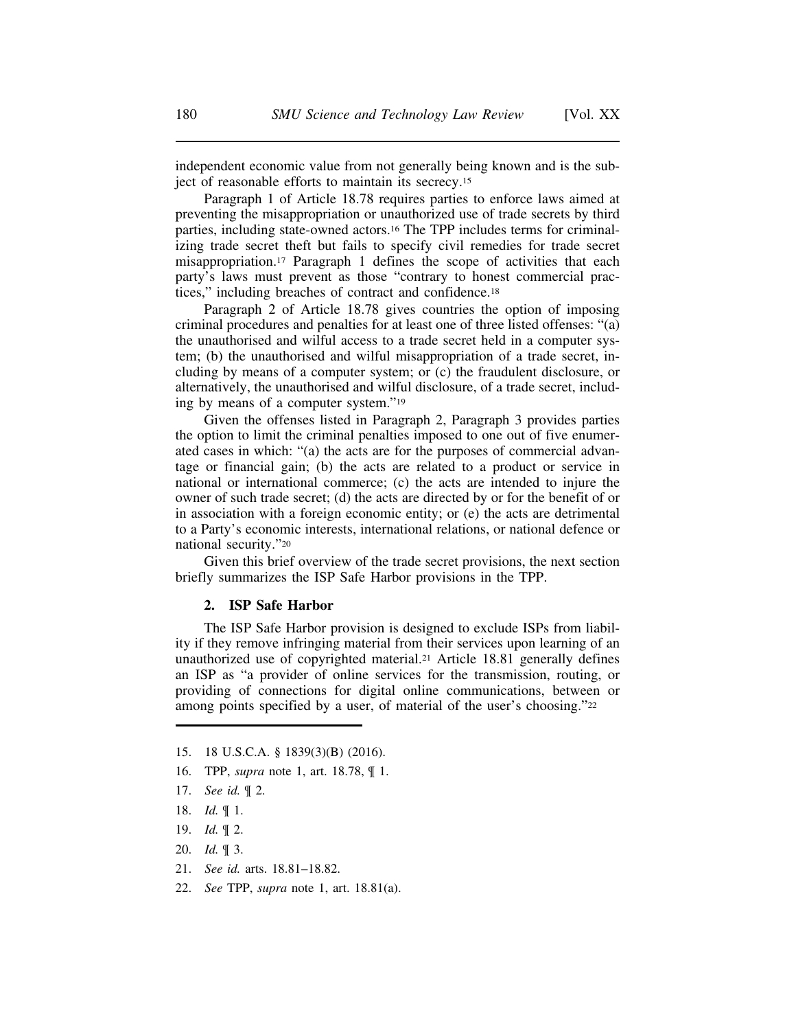independent economic value from not generally being known and is the subject of reasonable efforts to maintain its secrecy.[15]

Paragraph 1 of Article 18.78 requires parties to enforce laws aimed at preventing the misappropriation or unauthorized use of trade secrets by third parties, including state-owned actors.[16] The TPP includes terms for criminalizing trade secret theft but fails to specify civil remedies for trade secret misappropriation.[17] Paragraph 1 defines the scope of activities that each party's laws must prevent as those "contrary to honest commercial practices," including breaches of contract and confidence.[18]

Paragraph 2 of Article 18.78 gives countries the option of imposing criminal procedures and penalties for at least one of three listed offenses: "(a) the unauthorised and wilful access to a trade secret held in a computer system; (b) the unauthorised and wilful misappropriation of a trade secret, including by means of a computer system; or (c) the fraudulent disclosure, or alternatively, the unauthorised and wilful disclosure, of a trade secret, including by means of a computer system."[19]

Given the offenses listed in Paragraph 2, Paragraph 3 provides parties the option to limit the criminal penalties imposed to one out of five enumerated cases in which: "(a) the acts are for the purposes of commercial advantage or financial gain; (b) the acts are related to a product or service in national or international commerce; (c) the acts are intended to injure the owner of such trade secret; (d) the acts are directed by or for the benefit of or in association with a foreign economic entity; or (e) the acts are detrimental to a Party's economic interests, international relations, or national defence or national security."[20]

Given this brief overview of the trade secret provisions, the next section briefly summarizes the ISP Safe Harbor provisions in the TPP.

### 2. ISP Safe Harbor

The ISP Safe Harbor provision is designed to exclude ISPs from liability if they remove infringing material from their services upon learning of an unauthorized use of copyrighted material.[21] Article 18.81 generally defines an ISP as "a provider of online services for the transmission, routing, or providing of connections for digital online communications, between or among points specified by a user, of material of the user's choosing."[22]

---

15. 18 U.S.C.A. § 1839(3)(B) (2016).
16. TPP, *supra* note 1, art. 18.78, ¶ 1.
17. *See id.* ¶ 2.
18. *Id.* ¶ 1.
19. *Id.* ¶ 2.
20. *Id.* ¶ 3.
21. *See id.* arts. 18.81–18.82.
22. *See* TPP, *supra* note 1, art. 18.81(a).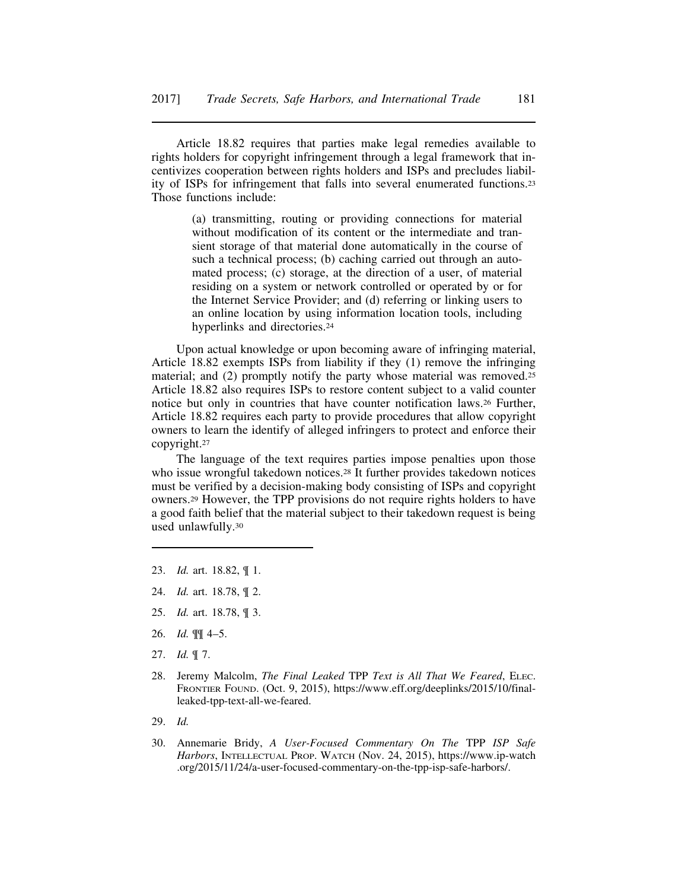Article 18.82 requires that parties make legal remedies available to rights holders for copyright infringement through a legal framework that incentivizes cooperation between rights holders and ISPs and precludes liability of ISPs for infringement that falls into several enumerated functions.[23] Those functions include:

> (a) transmitting, routing or providing connections for material without modification of its content or the intermediate and transient storage of that material done automatically in the course of such a technical process; (b) caching carried out through an automated process; (c) storage, at the direction of a user, of material residing on a system or network controlled or operated by or for the Internet Service Provider; and (d) referring or linking users to an online location by using information location tools, including hyperlinks and directories.[24]

Upon actual knowledge or upon becoming aware of infringing material, Article 18.82 exempts ISPs from liability if they (1) remove the infringing material; and (2) promptly notify the party whose material was removed.[25] Article 18.82 also requires ISPs to restore content subject to a valid counter notice but only in countries that have counter notification laws.[26] Further, Article 18.82 requires each party to provide procedures that allow copyright owners to learn the identify of alleged infringers to protect and enforce their copyright.[27]

The language of the text requires parties impose penalties upon those who issue wrongful takedown notices.[28] It further provides takedown notices must be verified by a decision-making body consisting of ISPs and copyright owners.[29] However, the TPP provisions do not require rights holders to have a good faith belief that the material subject to their takedown request is being used unlawfully.[30]

---

23. *Id.* art. 18.82, ¶ 1.

24. *Id.* art. 18.78, ¶ 2.

25. *Id.* art. 18.78, ¶ 3.

26. *Id.* ¶¶ 4–5.

27. *Id.* ¶ 7.

28. Jeremy Malcolm, *The Final Leaked* TPP *Text is All That We Feared*, ELEC. FRONTIER FOUND. (Oct. 9, 2015), https://www.eff.org/deeplinks/2015/10/final-leaked-tpp-text-all-we-feared.

29. *Id.*

30. Annemarie Bridy, *A User-Focused Commentary On The* TPP *ISP Safe Harbors*, INTELLECTUAL PROP. WATCH (Nov. 24, 2015), https://www.ip-watch.org/2015/11/24/a-user-focused-commentary-on-the-tpp-isp-safe-harbors/.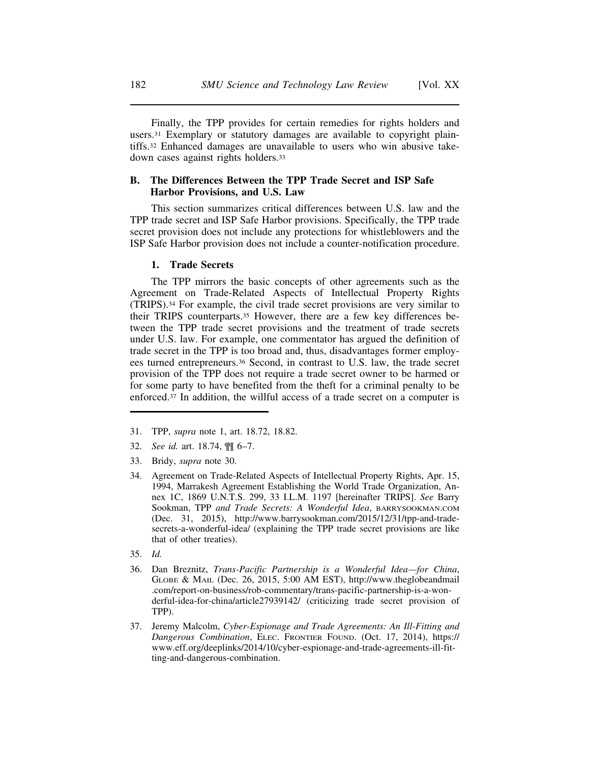Finally, the TPP provides for certain remedies for rights holders and users.[31] Exemplary or statutory damages are available to copyright plaintiffs.[32] Enhanced damages are unavailable to users who win abusive takedown cases against rights holders.[33]

## B. The Differences Between the TPP Trade Secret and ISP Safe Harbor Provisions, and U.S. Law

This section summarizes critical differences between U.S. law and the TPP trade secret and ISP Safe Harbor provisions. Specifically, the TPP trade secret provision does not include any protections for whistleblowers and the ISP Safe Harbor provision does not include a counter-notification procedure.

### 1. Trade Secrets

The TPP mirrors the basic concepts of other agreements such as the Agreement on Trade-Related Aspects of Intellectual Property Rights (TRIPS).[34] For example, the civil trade secret provisions are very similar to their TRIPS counterparts.[35] However, there are a few key differences between the TPP trade secret provisions and the treatment of trade secrets under U.S. law. For example, one commentator has argued the definition of trade secret in the TPP is too broad and, thus, disadvantages former employees turned entrepreneurs.[36] Second, in contrast to U.S. law, the trade secret provision of the TPP does not require a trade secret owner to be harmed or for some party to have benefited from the theft for a criminal penalty to be enforced.[37] In addition, the willful access of a trade secret on a computer is

---

31. TPP, *supra* note 1, art. 18.72, 18.82.

32. *See id.* art. 18.74, ¶¶ 6–7.

33. Bridy, *supra* note 30.

34. Agreement on Trade-Related Aspects of Intellectual Property Rights, Apr. 15, 1994, Marrakesh Agreement Establishing the World Trade Organization, Annex 1C, 1869 U.N.T.S. 299, 33 I.L.M. 1197 [hereinafter TRIPS]. *See* Barry Sookman, TPP *and Trade Secrets: A Wonderful Idea*, BARRYSOOKMAN.COM (Dec. 31, 2015), http://www.barrysookman.com/2015/12/31/tpp-and-trade-secrets-a-wonderful-idea/ (explaining the TPP trade secret provisions are like that of other treaties).

35. *Id.*

36. Dan Breznitz, *Trans-Pacific Partnership is a Wonderful Idea—for China*, GLOBE & MAIL (Dec. 26, 2015, 5:00 AM EST), http://www.theglobeandmail.com/report-on-business/rob-commentary/trans-pacific-partnership-is-a-wonderful-idea-for-china/article27939142/ (criticizing trade secret provision of TPP).

37. Jeremy Malcolm, *Cyber-Espionage and Trade Agreements: An Ill-Fitting and Dangerous Combination*, ELEC. FRONTIER FOUND. (Oct. 17, 2014), https://www.eff.org/deeplinks/2014/10/cyber-espionage-and-trade-agreements-ill-fitting-and-dangerous-combination.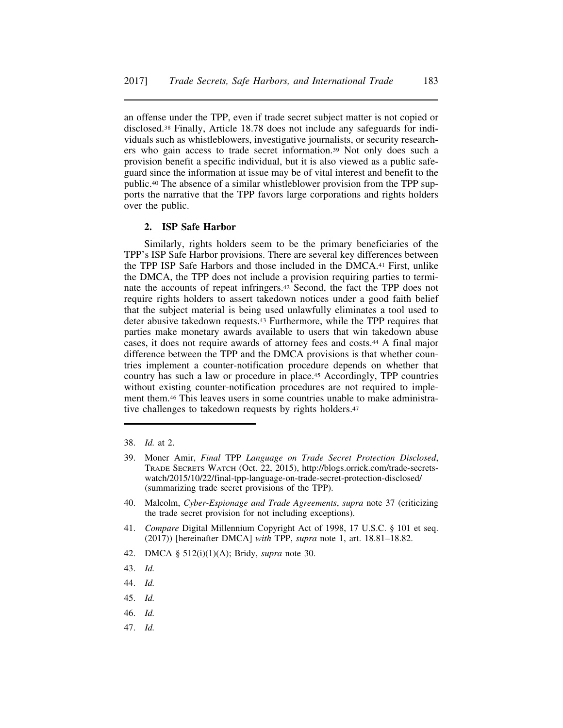an offense under the TPP, even if trade secret subject matter is not copied or disclosed.[38] Finally, Article 18.78 does not include any safeguards for individuals such as whistleblowers, investigative journalists, or security researchers who gain access to trade secret information.[39] Not only does such a provision benefit a specific individual, but it is also viewed as a public safeguard since the information at issue may be of vital interest and benefit to the public.[40] The absence of a similar whistleblower provision from the TPP supports the narrative that the TPP favors large corporations and rights holders over the public.

### 2. ISP Safe Harbor

Similarly, rights holders seem to be the primary beneficiaries of the TPP's ISP Safe Harbor provisions. There are several key differences between the TPP ISP Safe Harbors and those included in the DMCA.[41] First, unlike the DMCA, the TPP does not include a provision requiring parties to terminate the accounts of repeat infringers.[42] Second, the fact the TPP does not require rights holders to assert takedown notices under a good faith belief that the subject material is being used unlawfully eliminates a tool used to deter abusive takedown requests.[43] Furthermore, while the TPP requires that parties make monetary awards available to users that win takedown abuse cases, it does not require awards of attorney fees and costs.[44] A final major difference between the TPP and the DMCA provisions is that whether countries implement a counter-notification procedure depends on whether that country has such a law or procedure in place.[45] Accordingly, TPP countries without existing counter-notification procedures are not required to implement them.[46] This leaves users in some countries unable to make administrative challenges to takedown requests by rights holders.[47]

---

38. *Id.* at 2.

39. Moner Amir, *Final* TPP *Language on Trade Secret Protection Disclosed*, TRADE SECRETS WATCH (Oct. 22, 2015), http://blogs.orrick.com/trade-secrets-watch/2015/10/22/final-tpp-language-on-trade-secret-protection-disclosed/ (summarizing trade secret provisions of the TPP).

40. Malcolm, *Cyber-Espionage and Trade Agreements*, *supra* note 37 (criticizing the trade secret provision for not including exceptions).

41. *Compare* Digital Millennium Copyright Act of 1998, 17 U.S.C. § 101 et seq. (2017)) [hereinafter DMCA] *with* TPP, *supra* note 1, art. 18.81–18.82.

42. DMCA § 512(i)(1)(A); Bridy, *supra* note 30.

43. *Id.*

44. *Id.*

45. *Id.*

46. *Id.*

47. *Id.*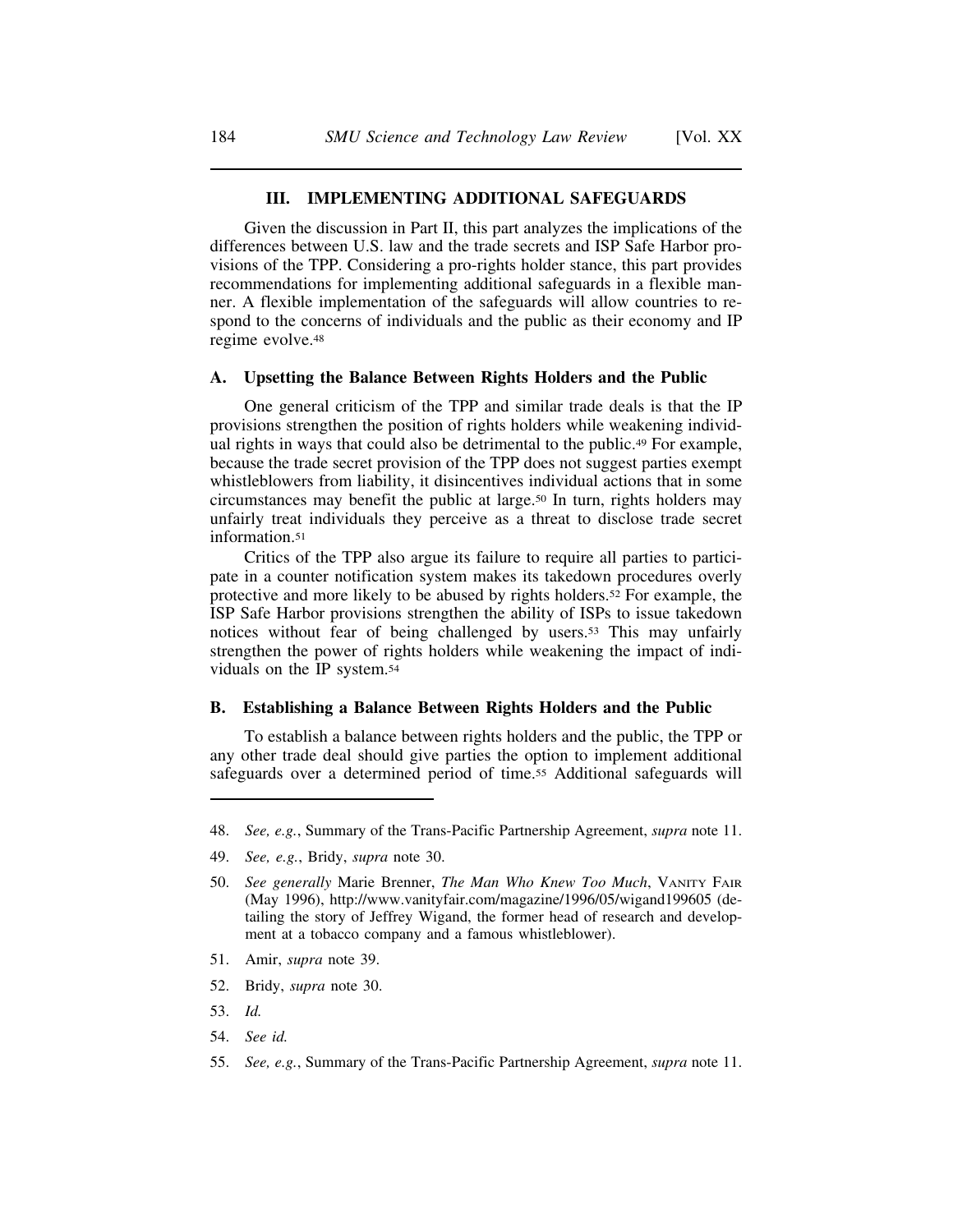## III. IMPLEMENTING ADDITIONAL SAFEGUARDS

Given the discussion in Part II, this part analyzes the implications of the differences between U.S. law and the trade secrets and ISP Safe Harbor provisions of the TPP. Considering a pro-rights holder stance, this part provides recommendations for implementing additional safeguards in a flexible manner. A flexible implementation of the safeguards will allow countries to respond to the concerns of individuals and the public as their economy and IP regime evolve.[48]

### A. Upsetting the Balance Between Rights Holders and the Public

One general criticism of the TPP and similar trade deals is that the IP provisions strengthen the position of rights holders while weakening individual rights in ways that could also be detrimental to the public.[49] For example, because the trade secret provision of the TPP does not suggest parties exempt whistleblowers from liability, it disincentives individual actions that in some circumstances may benefit the public at large.[50] In turn, rights holders may unfairly treat individuals they perceive as a threat to disclose trade secret information.[51]

Critics of the TPP also argue its failure to require all parties to participate in a counter notification system makes its takedown procedures overly protective and more likely to be abused by rights holders.[52] For example, the ISP Safe Harbor provisions strengthen the ability of ISPs to issue takedown notices without fear of being challenged by users.[53] This may unfairly strengthen the power of rights holders while weakening the impact of individuals on the IP system.[54]

### B. Establishing a Balance Between Rights Holders and the Public

To establish a balance between rights holders and the public, the TPP or any other trade deal should give parties the option to implement additional safeguards over a determined period of time.[55] Additional safeguards will

---

48. *See, e.g.*, Summary of the Trans-Pacific Partnership Agreement, *supra* note 11.

49. *See, e.g.*, Bridy, *supra* note 30.

50. *See generally* Marie Brenner, *The Man Who Knew Too Much*, VANITY FAIR (May 1996), http://www.vanityfair.com/magazine/1996/05/wigand199605 (detailing the story of Jeffrey Wigand, the former head of research and development at a tobacco company and a famous whistleblower).

51. Amir, *supra* note 39.

52. Bridy, *supra* note 30.

53. *Id.*

54. *See id.*

55. *See, e.g.*, Summary of the Trans-Pacific Partnership Agreement, *supra* note 11.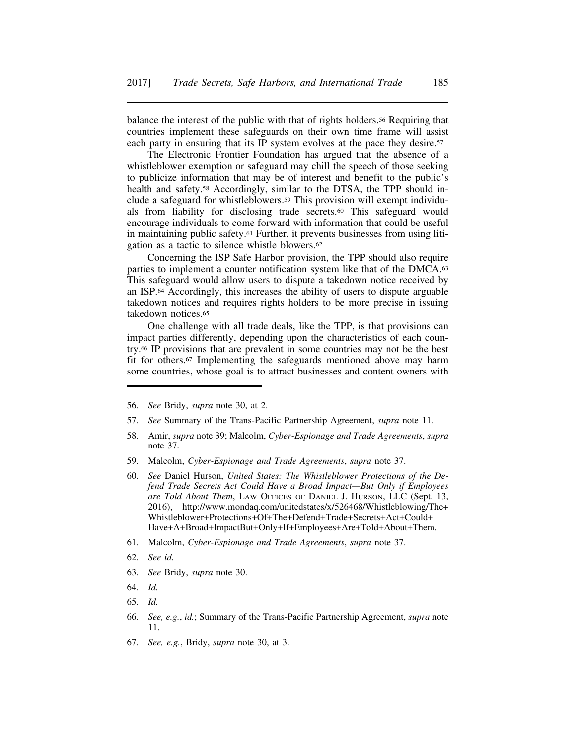balance the interest of the public with that of rights holders.[56] Requiring that countries implement these safeguards on their own time frame will assist each party in ensuring that its IP system evolves at the pace they desire.[57]

The Electronic Frontier Foundation has argued that the absence of a whistleblower exemption or safeguard may chill the speech of those seeking to publicize information that may be of interest and benefit to the public's health and safety.[58] Accordingly, similar to the DTSA, the TPP should include a safeguard for whistleblowers.[59] This provision will exempt individuals from liability for disclosing trade secrets.[60] This safeguard would encourage individuals to come forward with information that could be useful in maintaining public safety.[61] Further, it prevents businesses from using litigation as a tactic to silence whistle blowers.[62]

Concerning the ISP Safe Harbor provision, the TPP should also require parties to implement a counter notification system like that of the DMCA.[63] This safeguard would allow users to dispute a takedown notice received by an ISP.[64] Accordingly, this increases the ability of users to dispute arguable takedown notices and requires rights holders to be more precise in issuing takedown notices.[65]

One challenge with all trade deals, like the TPP, is that provisions can impact parties differently, depending upon the characteristics of each country.[66] IP provisions that are prevalent in some countries may not be the best fit for others.[67] Implementing the safeguards mentioned above may harm some countries, whose goal is to attract businesses and content owners with

---

56. *See* Bridy, *supra* note 30, at 2.

57. *See* Summary of the Trans-Pacific Partnership Agreement, *supra* note 11.

58. Amir, *supra* note 39; Malcolm, *Cyber-Espionage and Trade Agreements*, *supra* note 37.

59. Malcolm, *Cyber-Espionage and Trade Agreements*, *supra* note 37.

60. *See* Daniel Hurson, *United States: The Whistleblower Protections of the Defend Trade Secrets Act Could Have a Broad Impact—But Only if Employees are Told About Them*, Law Offices of Daniel J. Hurson, LLC (Sept. 13, 2016), http://www.mondaq.com/unitedstates/x/526468/Whistleblowing/The+Whistleblower+Protections+Of+The+Defend+Trade+Secrets+Act+Could+Have+A+Broad+ImpactBut+Only+If+Employees+Are+Told+About+Them.

61. Malcolm, *Cyber-Espionage and Trade Agreements*, *supra* note 37.

62. *See id.*

63. *See* Bridy, *supra* note 30.

64. *Id.*

65. *Id.*

66. *See, e.g.*, *id.*; Summary of the Trans-Pacific Partnership Agreement, *supra* note 11.

67. *See, e.g.*, Bridy, *supra* note 30, at 3.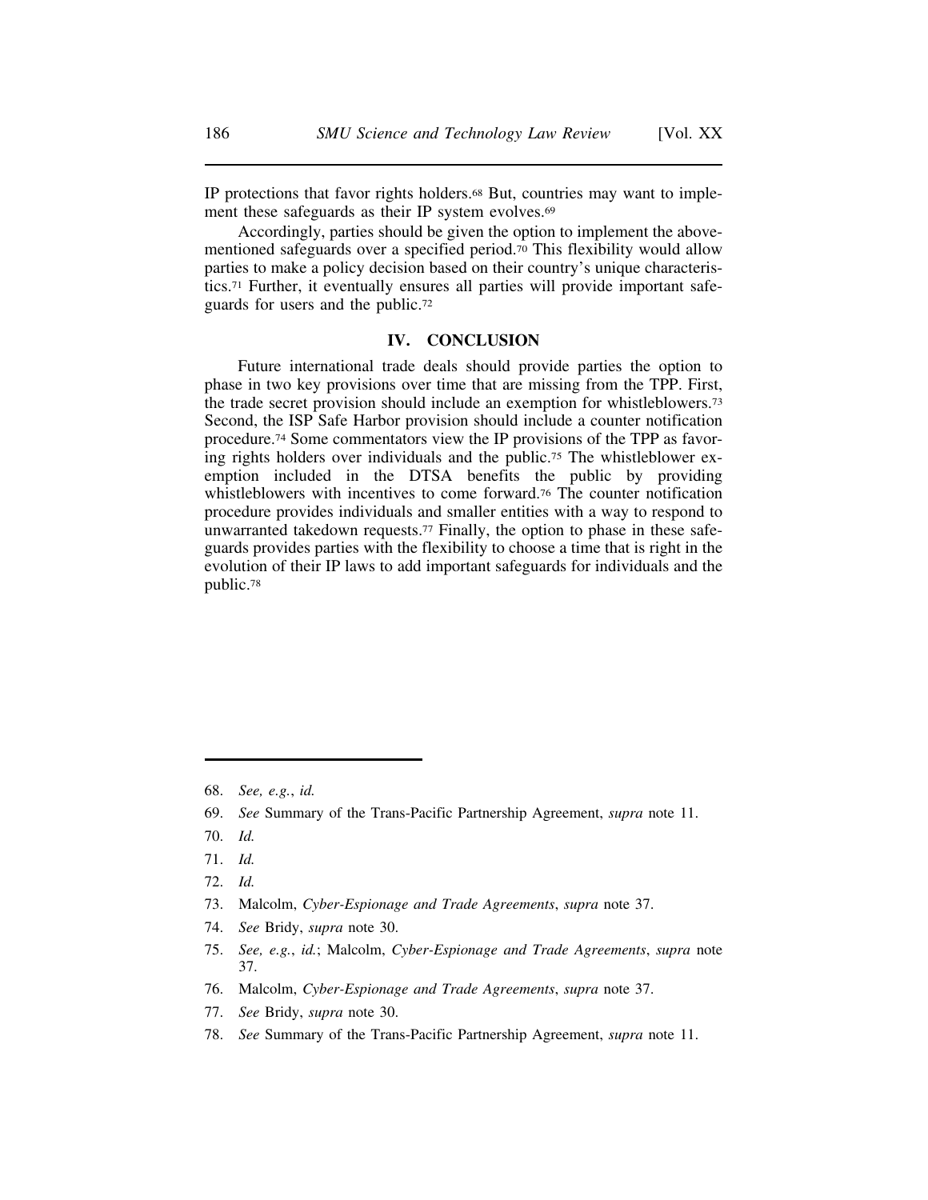IP protections that favor rights holders.[68] But, countries may want to implement these safeguards as their IP system evolves.[69]

Accordingly, parties should be given the option to implement the above-mentioned safeguards over a specified period.[70] This flexibility would allow parties to make a policy decision based on their country's unique characteristics.[71] Further, it eventually ensures all parties will provide important safeguards for users and the public.[72]

## IV. CONCLUSION

Future international trade deals should provide parties the option to phase in two key provisions over time that are missing from the TPP. First, the trade secret provision should include an exemption for whistleblowers.[73] Second, the ISP Safe Harbor provision should include a counter notification procedure.[74] Some commentators view the IP provisions of the TPP as favoring rights holders over individuals and the public.[75] The whistleblower exemption included in the DTSA benefits the public by providing whistleblowers with incentives to come forward.[76] The counter notification procedure provides individuals and smaller entities with a way to respond to unwarranted takedown requests.[77] Finally, the option to phase in these safeguards provides parties with the flexibility to choose a time that is right in the evolution of their IP laws to add important safeguards for individuals and the public.[78]

---

68. *See, e.g.*, *id.*

69. *See* Summary of the Trans-Pacific Partnership Agreement, *supra* note 11.

70. *Id.*

71. *Id.*

72. *Id.*

73. Malcolm, *Cyber-Espionage and Trade Agreements*, *supra* note 37.

74. *See* Bridy, *supra* note 30.

75. *See, e.g.*, *id.*; Malcolm, *Cyber-Espionage and Trade Agreements*, *supra* note 37.

76. Malcolm, *Cyber-Espionage and Trade Agreements*, *supra* note 37.

77. *See* Bridy, *supra* note 30.

78. *See* Summary of the Trans-Pacific Partnership Agreement, *supra* note 11.